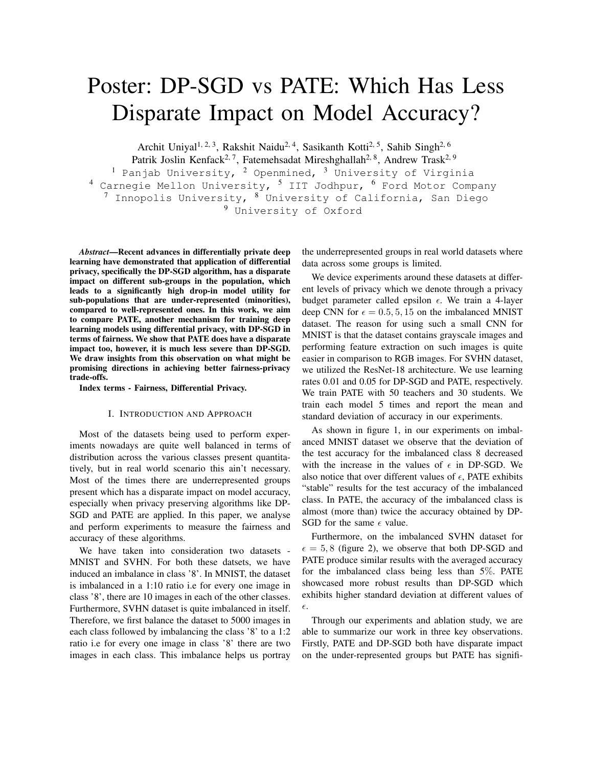# Poster: DP-SGD vs PATE: Which Has Less Disparate Impact on Model Accuracy?

Archit Uniyal[1, 2, 3], Rakshit Naidu[2, 4], Sasikanth Kotti[2, 5], Sahib Singh[2, 6]
Patrik Joslin Kenfack[2, 7], Fatemehsadat Mireshghallah[2, 8], Andrew Trask[2, 9]

[1] Panjab University, [2] Openmined, [3] University of Virginia
[4] Carnegie Mellon University, [5] IIT Jodhpur, [6] Ford Motor Company
[7] Innopolis University, [8] University of California, San Diego
[9] University of Oxford

***Abstract*—Recent advances in differentially private deep learning have demonstrated that application of differential privacy, specifically the DP-SGD algorithm, has a disparate impact on different sub-groups in the population, which leads to a significantly high drop-in model utility for sub-populations that are under-represented (minorities), compared to well-represented ones. In this work, we aim to compare PATE, another mechanism for training deep learning models using differential privacy, with DP-SGD in terms of fairness. We show that PATE does have a disparate impact too, however, it is much less severe than DP-SGD. We draw insights from this observation on what might be promising directions in achieving better fairness-privacy trade-offs.**

**Index terms - Fairness, Differential Privacy.**

## I. Introduction and Approach

Most of the datasets being used to perform experiments nowadays are quite well balanced in terms of distribution across the various classes present quantitatively, but in real world scenario this ain't necessary. Most of the times there are underrepresented groups present which has a disparate impact on model accuracy, especially when privacy preserving algorithms like DP-SGD and PATE are applied. In this paper, we analyse and perform experiments to measure the fairness and accuracy of these algorithms.

We have taken into consideration two datasets - MNIST and SVHN. For both these datsets, we have induced an imbalance in class '8'. In MNIST, the dataset is imbalanced in a 1:10 ratio i.e for every one image in class '8', there are 10 images in each of the other classes. Furthermore, SVHN dataset is quite imbalanced in itself. Therefore, we first balance the dataset to 5000 images in each class followed by imbalancing the class '8' to a 1:2 ratio i.e for every one image in class '8' there are two images in each class. This imbalance helps us portray the underrepresented groups in real world datasets where data across some groups is limited.

We device experiments around these datasets at different levels of privacy which we denote through a privacy budget parameter called epsilon $\epsilon$. We train a 4-layer deep CNN for $\epsilon = 0.5, 5, 15$ on the imbalanced MNIST dataset. The reason for using such a small CNN for MNIST is that the dataset contains grayscale images and performing feature extraction on such images is quite easier in comparison to RGB images. For SVHN dataset, we utilized the ResNet-18 architecture. We use learning rates 0.01 and 0.05 for DP-SGD and PATE, respectively. We train PATE with 50 teachers and 30 students. We train each model 5 times and report the mean and standard deviation of accuracy in our experiments.

As shown in figure 1, in our experiments on imbalanced MNIST dataset we observe that the deviation of the test accuracy for the imbalanced class 8 decreased with the increase in the values of $\epsilon$ in DP-SGD. We also notice that over different values of $\epsilon$, PATE exhibits "stable" results for the test accuracy of the imbalanced class. In PATE, the accuracy of the imbalanced class is almost (more than) twice the accuracy obtained by DP-SGD for the same $\epsilon$ value.

Furthermore, on the imbalanced SVHN dataset for $\epsilon = 5, 8$ (figure 2), we observe that both DP-SGD and PATE produce similar results with the averaged accuracy for the imbalanced class being less than 5%. PATE showcased more robust results than DP-SGD which exhibits higher standard deviation at different values of $\epsilon$.

Through our experiments and ablation study, we are able to summarize our work in three key observations. Firstly, PATE and DP-SGD both have disparate impact on the under-represented groups but PATE has signifi-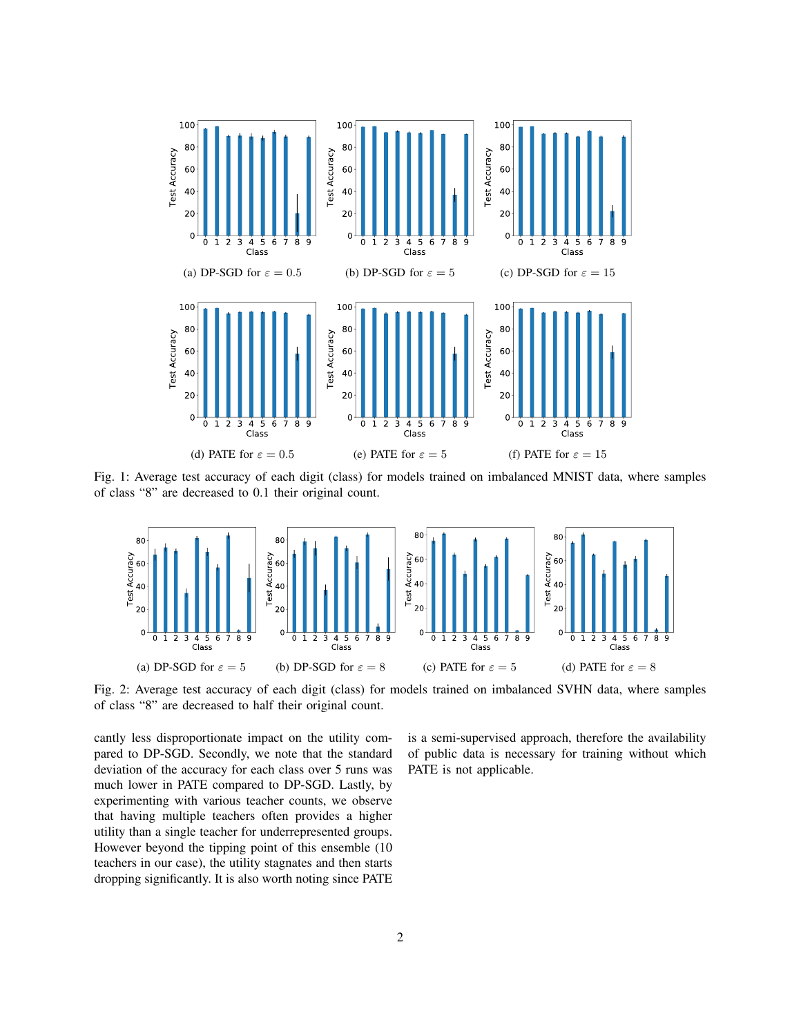Test Accuracy

100
80
60
40
20
0

0 1 2 3 4 5 6 7 8 9

Class

(a) DP-SGD for $\varepsilon = 0.5$

(b) DP-SGD for $\varepsilon = 5$

(c) DP-SGD for $\varepsilon = 15$

(d) PATE for $\varepsilon = 0.5$

(e) PATE for $\varepsilon = 5$

(f) PATE for $\varepsilon = 15$

Fig. 1: Average test accuracy of each digit (class) for models trained on imbalanced MNIST data, where samples of class "8" are decreased to 0.1 their original count.

Test Accuracy

80
60
40
20
0

0 1 2 3 4 5 6 7 8 9

Class

(a) DP-SGD for $\varepsilon = 5$

(b) DP-SGD for $\varepsilon = 8$

(c) PATE for $\varepsilon = 5$

(d) PATE for $\varepsilon = 8$

Fig. 2: Average test accuracy of each digit (class) for models trained on imbalanced SVHN data, where samples of class "8" are decreased to half their original count.

cantly less disproportionate impact on the utility compared to DP-SGD. Secondly, we note that the standard deviation of the accuracy for each class over 5 runs was much lower in PATE compared to DP-SGD. Lastly, by experimenting with various teacher counts, we observe that having multiple teachers often provides a higher utility than a single teacher for underrepresented groups. However beyond the tipping point of this ensemble (10 teachers in our case), the utility stagnates and then starts dropping significantly. It is also worth noting since PATE is a semi-supervised approach, therefore the availability of public data is necessary for training without which PATE is not applicable.